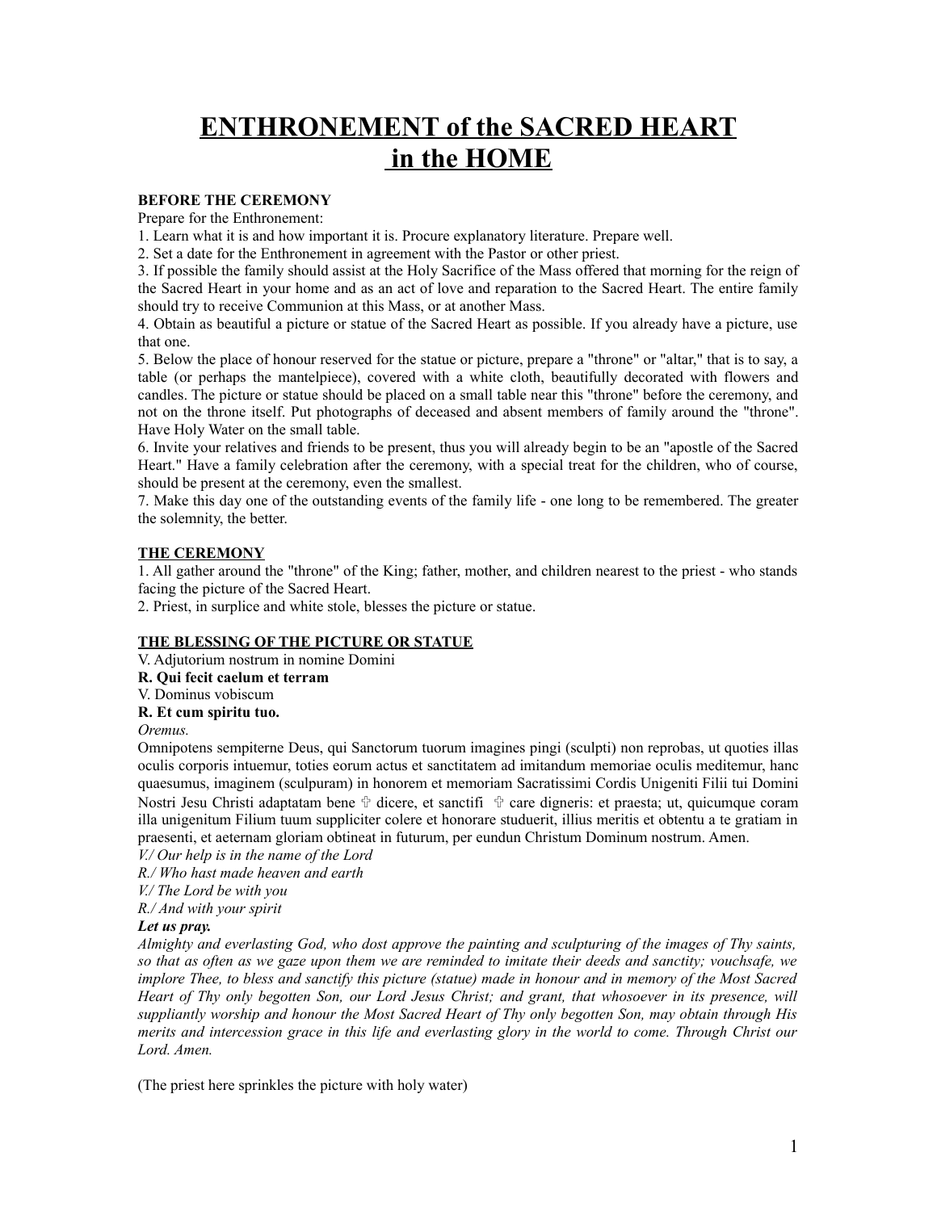# ENTHRONEMENT of the SACRED HEART in the HOME

**BEFORE THE CEREMONY**

Prepare for the Enthronement:

1. Learn what it is and how important it is. Procure explanatory literature. Prepare well.
2. Set a date for the Enthronement in agreement with the Pastor or other priest.
3. If possible the family should assist at the Holy Sacrifice of the Mass offered that morning for the reign of the Sacred Heart in your home and as an act of love and reparation to the Sacred Heart. The entire family should try to receive Communion at this Mass, or at another Mass.
4. Obtain as beautiful a picture or statue of the Sacred Heart as possible. If you already have a picture, use that one.
5. Below the place of honour reserved for the statue or picture, prepare a "throne" or "altar," that is to say, a table (or perhaps the mantelpiece), covered with a white cloth, beautifully decorated with flowers and candles. The picture or statue should be placed on a small table near this "throne" before the ceremony, and not on the throne itself. Put photographs of deceased and absent members of family around the "throne". Have Holy Water on the small table.
6. Invite your relatives and friends to be present, thus you will already begin to be an "apostle of the Sacred Heart." Have a family celebration after the ceremony, with a special treat for the children, who of course, should be present at the ceremony, even the smallest.
7. Make this day one of the outstanding events of the family life - one long to be remembered. The greater the solemnity, the better.

**THE CEREMONY**

1. All gather around the "throne" of the King; father, mother, and children nearest to the priest - who stands facing the picture of the Sacred Heart.
2. Priest, in surplice and white stole, blesses the picture or statue.

**THE BLESSING OF THE PICTURE OR STATUE**

V. Adjutorium nostrum in nomine Domini
**R. Qui fecit caelum et terram**
V. Dominus vobiscum
**R. Et cum spiritu tuo.**
*Oremus.*

Omnipotens sempiterne Deus, qui Sanctorum tuorum imagines pingi (sculpti) non reprobas, ut quoties illas oculis corporis intuemur, toties eorum actus et sanctitatem ad imitandum memoriae oculis meditemur, hanc quaesumus, imaginem (sculpuram) in honorem et memoriam Sacratissimi Cordis Unigeniti Filii tui Domini Nostri Jesu Christi adaptatam bene ✠ dicere, et sanctifi ✠ care digneris: et praesta; ut, quicumque coram illa unigenitum Filium tuum suppliciter colere et honorare studuerit, illius meritis et obtentu a te gratiam in praesenti, et aeternam gloriam obtineat in futurum, per eundun Christum Dominum nostrum. Amen.

*V./ Our help is in the name of the Lord*
*R./ Who hast made heaven and earth*
*V./ The Lord be with you*
*R./ And with your spirit*
***Let us pray.***

*Almighty and everlasting God, who dost approve the painting and sculpturing of the images of Thy saints, so that as often as we gaze upon them we are reminded to imitate their deeds and sanctity; vouchsafe, we implore Thee, to bless and sanctify this picture (statue) made in honour and in memory of the Most Sacred Heart of Thy only begotten Son, our Lord Jesus Christ; and grant, that whosoever in its presence, will suppliantly worship and honour the Most Sacred Heart of Thy only begotten Son, may obtain through His merits and intercession grace in this life and everlasting glory in the world to come. Through Christ our Lord. Amen.*

(The priest here sprinkles the picture with holy water)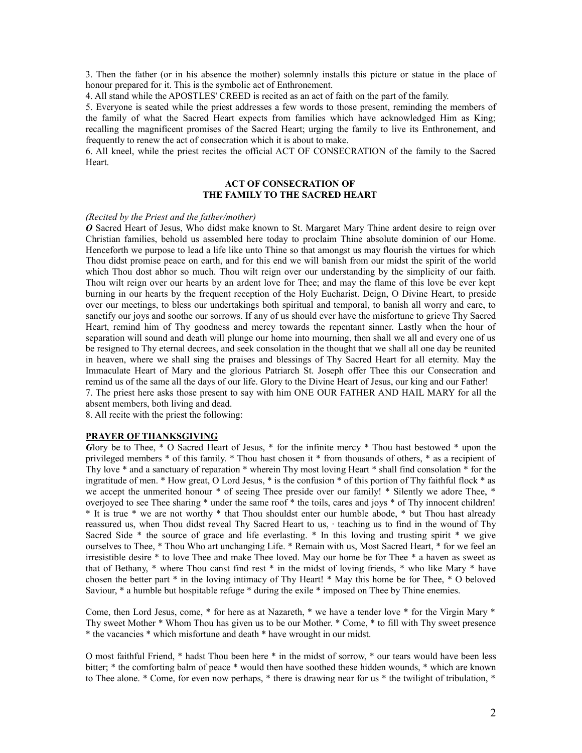3. Then the father (or in his absence the mother) solemnly installs this picture or statue in the place of honour prepared for it. This is the symbolic act of Enthronement.

4. All stand while the APOSTLES' CREED is recited as an act of faith on the part of the family.

5. Everyone is seated while the priest addresses a few words to those present, reminding the members of the family of what the Sacred Heart expects from families which have acknowledged Him as King; recalling the magnificent promises of the Sacred Heart; urging the family to live its Enthronement, and frequently to renew the act of consecration which it is about to make.

6. All kneel, while the priest recites the official ACT OF CONSECRATION of the family to the Sacred Heart.

**ACT OF CONSECRATION OF THE FAMILY TO THE SACRED HEART**

*(Recited by the Priest and the father/mother)*

***O*** Sacred Heart of Jesus, Who didst make known to St. Margaret Mary Thine ardent desire to reign over Christian families, behold us assembled here today to proclaim Thine absolute dominion of our Home. Henceforth we purpose to lead a life like unto Thine so that amongst us may flourish the virtues for which Thou didst promise peace on earth, and for this end we will banish from our midst the spirit of the world which Thou dost abhor so much. Thou wilt reign over our understanding by the simplicity of our faith. Thou wilt reign over our hearts by an ardent love for Thee; and may the flame of this love be ever kept burning in our hearts by the frequent reception of the Holy Eucharist. Deign, O Divine Heart, to preside over our meetings, to bless our undertakings both spiritual and temporal, to banish all worry and care, to sanctify our joys and soothe our sorrows. If any of us should ever have the misfortune to grieve Thy Sacred Heart, remind him of Thy goodness and mercy towards the repentant sinner. Lastly when the hour of separation will sound and death will plunge our home into mourning, then shall we all and every one of us be resigned to Thy eternal decrees, and seek consolation in the thought that we shall all one day be reunited in heaven, where we shall sing the praises and blessings of Thy Sacred Heart for all eternity. May the Immaculate Heart of Mary and the glorious Patriarch St. Joseph offer Thee this our Consecration and remind us of the same all the days of our life. Glory to the Divine Heart of Jesus, our king and our Father!

7. The priest here asks those present to say with him ONE OUR FATHER AND HAIL MARY for all the absent members, both living and dead.

8. All recite with the priest the following:

**PRAYER OF THANKSGIVING**

***G***lory be to Thee, * O Sacred Heart of Jesus, * for the infinite mercy * Thou hast bestowed * upon the privileged members * of this family. * Thou hast chosen it * from thousands of others, * as a recipient of Thy love * and a sanctuary of reparation * wherein Thy most loving Heart * shall find consolation * for the ingratitude of men. * How great, O Lord Jesus, * is the confusion * of this portion of Thy faithful flock * as we accept the unmerited honour * of seeing Thee preside over our family! * Silently we adore Thee, * overjoyed to see Thee sharing * under the same roof * the toils, cares and joys * of Thy innocent children! * It is true * we are not worthy * that Thou shouldst enter our humble abode, * but Thou hast already reassured us, when Thou didst reveal Thy Sacred Heart to us, · teaching us to find in the wound of Thy Sacred Side * the source of grace and life everlasting. * In this loving and trusting spirit * we give ourselves to Thee, * Thou Who art unchanging Life. * Remain with us, Most Sacred Heart, * for we feel an irresistible desire * to love Thee and make Thee loved. May our home be for Thee * a haven as sweet as that of Bethany, * where Thou canst find rest * in the midst of loving friends, * who like Mary * have chosen the better part * in the loving intimacy of Thy Heart! * May this home be for Thee, * O beloved Saviour, * a humble but hospitable refuge * during the exile * imposed on Thee by Thine enemies.

Come, then Lord Jesus, come, * for here as at Nazareth, * we have a tender love * for the Virgin Mary * Thy sweet Mother * Whom Thou has given us to be our Mother. * Come, * to fill with Thy sweet presence * the vacancies * which misfortune and death * have wrought in our midst.

O most faithful Friend, * hadst Thou been here * in the midst of sorrow, * our tears would have been less bitter; * the comforting balm of peace * would then have soothed these hidden wounds, * which are known to Thee alone. * Come, for even now perhaps, * there is drawing near for us * the twilight of tribulation, *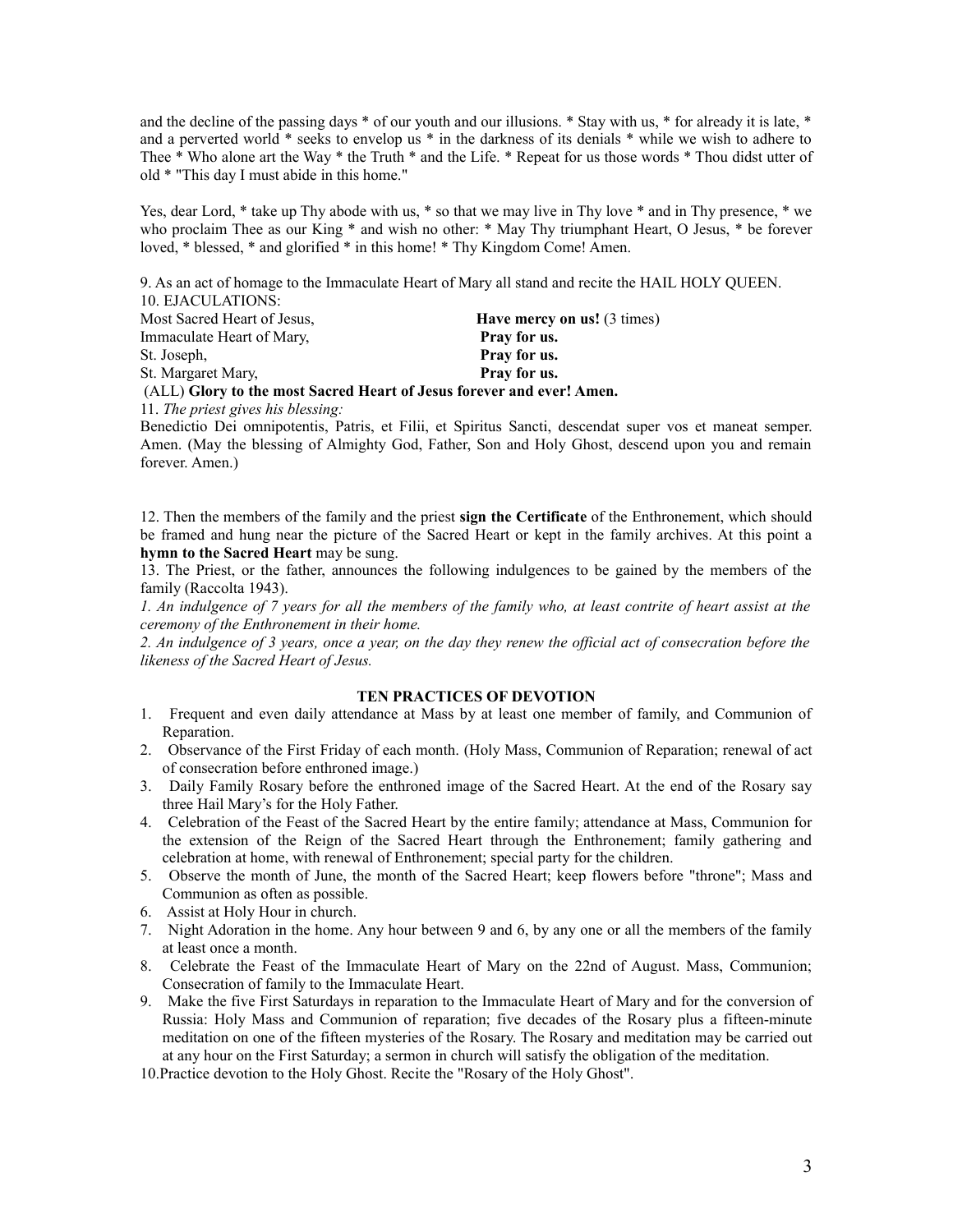and the decline of the passing days * of our youth and our illusions. * Stay with us, * for already it is late, * and a perverted world * seeks to envelop us * in the darkness of its denials * while we wish to adhere to Thee * Who alone art the Way * the Truth * and the Life. * Repeat for us those words * Thou didst utter of old * "This day I must abide in this home."

Yes, dear Lord, * take up Thy abode with us, * so that we may live in Thy love * and in Thy presence, * we who proclaim Thee as our King * and wish no other: * May Thy triumphant Heart, O Jesus, * be forever loved, * blessed, * and glorified * in this home! * Thy Kingdom Come! Amen.

9. As an act of homage to the Immaculate Heart of Mary all stand and recite the HAIL HOLY QUEEN.

10. EJACULATIONS:

Most Sacred Heart of Jesus, **Have mercy on us!** (3 times)
Immaculate Heart of Mary, **Pray for us.**
St. Joseph, **Pray for us.**
St. Margaret Mary, **Pray for us.**
(ALL) **Glory to the most Sacred Heart of Jesus forever and ever! Amen.**

11. *The priest gives his blessing:*

Benedictio Dei omnipotentis, Patris, et Filii, et Spiritus Sancti, descendat super vos et maneat semper. Amen. (May the blessing of Almighty God, Father, Son and Holy Ghost, descend upon you and remain forever. Amen.)

12. Then the members of the family and the priest **sign the Certificate** of the Enthronement, which should be framed and hung near the picture of the Sacred Heart or kept in the family archives. At this point a **hymn to the Sacred Heart** may be sung.

13. The Priest, or the father, announces the following indulgences to be gained by the members of the family (Raccolta 1943).

*1. An indulgence of 7 years for all the members of the family who, at least contrite of heart assist at the ceremony of the Enthronement in their home.*

*2. An indulgence of 3 years, once a year, on the day they renew the official act of consecration before the likeness of the Sacred Heart of Jesus.*

## TEN PRACTICES OF DEVOTION

1. Frequent and even daily attendance at Mass by at least one member of family, and Communion of Reparation.
2. Observance of the First Friday of each month. (Holy Mass, Communion of Reparation; renewal of act of consecration before enthroned image.)
3. Daily Family Rosary before the enthroned image of the Sacred Heart. At the end of the Rosary say three Hail Mary's for the Holy Father.
4. Celebration of the Feast of the Sacred Heart by the entire family; attendance at Mass, Communion for the extension of the Reign of the Sacred Heart through the Enthronement; family gathering and celebration at home, with renewal of Enthronement; special party for the children.
5. Observe the month of June, the month of the Sacred Heart; keep flowers before "throne"; Mass and Communion as often as possible.
6. Assist at Holy Hour in church.
7. Night Adoration in the home. Any hour between 9 and 6, by any one or all the members of the family at least once a month.
8. Celebrate the Feast of the Immaculate Heart of Mary on the 22nd of August. Mass, Communion; Consecration of family to the Immaculate Heart.
9. Make the five First Saturdays in reparation to the Immaculate Heart of Mary and for the conversion of Russia: Holy Mass and Communion of reparation; five decades of the Rosary plus a fifteen-minute meditation on one of the fifteen mysteries of the Rosary. The Rosary and meditation may be carried out at any hour on the First Saturday; a sermon in church will satisfy the obligation of the meditation.
10. Practice devotion to the Holy Ghost. Recite the "Rosary of the Holy Ghost".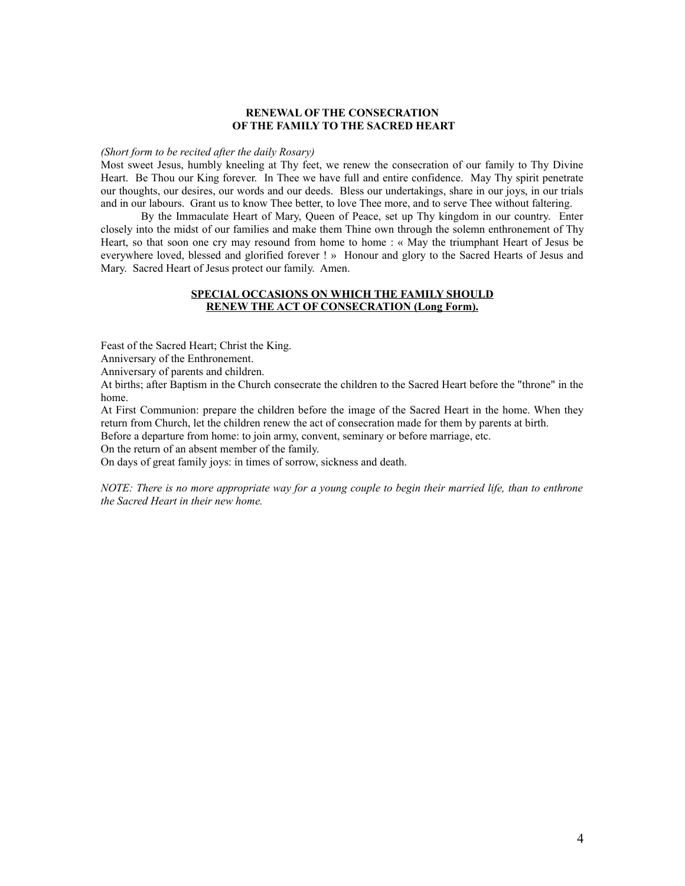**RENEWAL OF THE CONSECRATION
OF THE FAMILY TO THE SACRED HEART**

*(Short form to be recited after the daily Rosary)*

Most sweet Jesus, humbly kneeling at Thy feet, we renew the consecration of our family to Thy Divine Heart. Be Thou our King forever. In Thee we have full and entire confidence. May Thy spirit penetrate our thoughts, our desires, our words and our deeds. Bless our undertakings, share in our joys, in our trials and in our labours. Grant us to know Thee better, to love Thee more, and to serve Thee without faltering.

By the Immaculate Heart of Mary, Queen of Peace, set up Thy kingdom in our country. Enter closely into the midst of our families and make them Thine own through the solemn enthronement of Thy Heart, so that soon one cry may resound from home to home : « May the triumphant Heart of Jesus be everywhere loved, blessed and glorified forever ! » Honour and glory to the Sacred Hearts of Jesus and Mary. Sacred Heart of Jesus protect our family. Amen.

**SPECIAL OCCASIONS ON WHICH THE FAMILY SHOULD
RENEW THE ACT OF CONSECRATION (Long Form).**

Feast of the Sacred Heart; Christ the King.

Anniversary of the Enthronement.

Anniversary of parents and children.

At births; after Baptism in the Church consecrate the children to the Sacred Heart before the "throne" in the home.

At First Communion: prepare the children before the image of the Sacred Heart in the home. When they return from Church, let the children renew the act of consecration made for them by parents at birth.

Before a departure from home: to join army, convent, seminary or before marriage, etc.

On the return of an absent member of the family.

On days of great family joys: in times of sorrow, sickness and death.

*NOTE: There is no more appropriate way for a young couple to begin their married life, than to enthrone the Sacred Heart in their new home.*